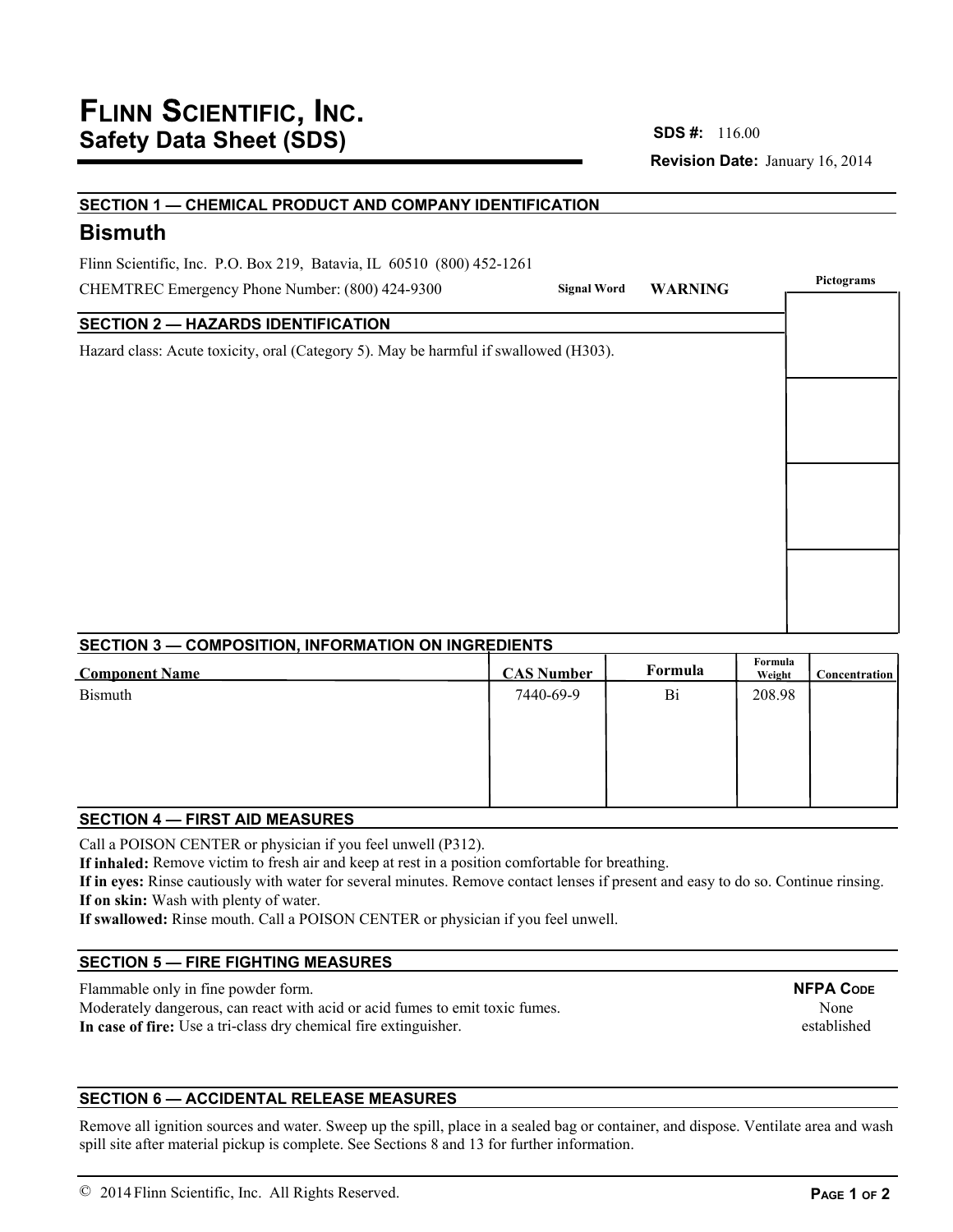# FLINN SCIENTIFIC, INC.
## Safety Data Sheet (SDS)

**SDS #:** 116.00

**Revision Date:** January 16, 2014

### SECTION 1 — CHEMICAL PRODUCT AND COMPANY IDENTIFICATION

## Bismuth

Flinn Scientific, Inc. P.O. Box 219, Batavia, IL 60510 (800) 452-1261

CHEMTREC Emergency Phone Number: (800) 424-9300

**Signal Word** WARNING

**Pictograms**

### SECTION 2 — HAZARDS IDENTIFICATION

Hazard class: Acute toxicity, oral (Category 5). May be harmful if swallowed (H303).

### SECTION 3 — COMPOSITION, INFORMATION ON INGREDIENTS

| Component Name | CAS Number | Formula | Formula Weight | Concentration |
|---|---|---|---|---|
| Bismuth | 7440-69-9 | Bi | 208.98 | |

### SECTION 4 — FIRST AID MEASURES

Call a POISON CENTER or physician if you feel unwell (P312).

**If inhaled:** Remove victim to fresh air and keep at rest in a position comfortable for breathing.

**If in eyes:** Rinse cautiously with water for several minutes. Remove contact lenses if present and easy to do so. Continue rinsing.

**If on skin:** Wash with plenty of water.

**If swallowed:** Rinse mouth. Call a POISON CENTER or physician if you feel unwell.

### SECTION 5 — FIRE FIGHTING MEASURES

Flammable only in fine powder form.

Moderately dangerous, can react with acid or acid fumes to emit toxic fumes.

**In case of fire:** Use a tri-class dry chemical fire extinguisher.

**NFPA CODE**
None established

### SECTION 6 — ACCIDENTAL RELEASE MEASURES

Remove all ignition sources and water. Sweep up the spill, place in a sealed bag or container, and dispose. Ventilate area and wash spill site after material pickup is complete. See Sections 8 and 13 for further information.

© 2014 Flinn Scientific, Inc. All Rights Reserved.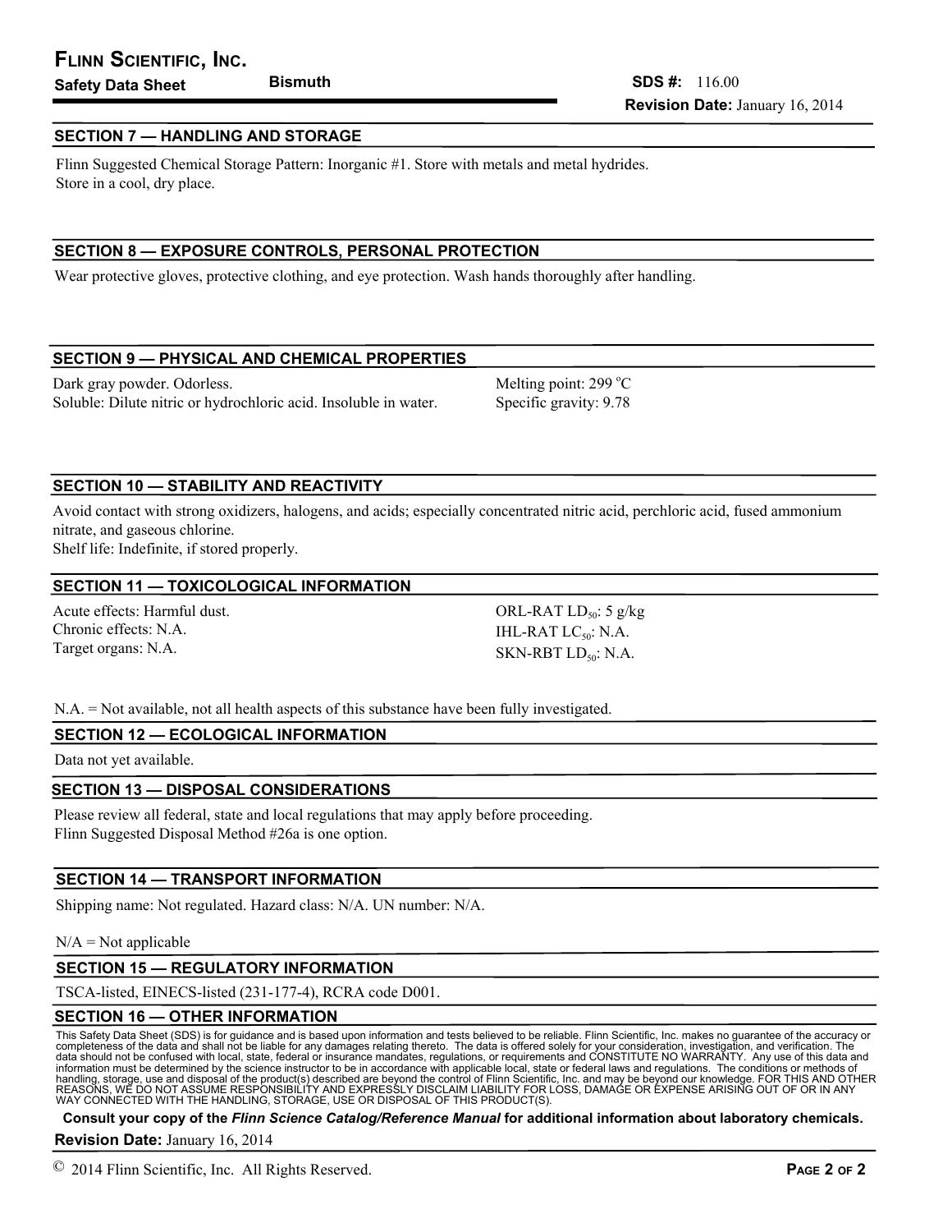## SECTION 7 — HANDLING AND STORAGE

Flinn Suggested Chemical Storage Pattern: Inorganic #1. Store with metals and metal hydrides.
Store in a cool, dry place.

## SECTION 8 — EXPOSURE CONTROLS, PERSONAL PROTECTION

Wear protective gloves, protective clothing, and eye protection. Wash hands thoroughly after handling.

## SECTION 9 — PHYSICAL AND CHEMICAL PROPERTIES

Dark gray powder. Odorless.
Soluble: Dilute nitric or hydrochloric acid. Insoluble in water.

Melting point: 299 $^{o}C$
Specific gravity: 9.78

## SECTION 10 — STABILITY AND REACTIVITY

Avoid contact with strong oxidizers, halogens, and acids; especially concentrated nitric acid, perchloric acid, fused ammonium nitrate, and gaseous chlorine.
Shelf life: Indefinite, if stored properly.

## SECTION 11 — TOXICOLOGICAL INFORMATION

Acute effects: Harmful dust.
Chronic effects: N.A.
Target organs: N.A.

ORL-RAT $LD_{50}$: 5 g/kg
IHL-RAT $LC_{50}$: N.A.
SKN-RBT $LD_{50}$: N.A.

N.A. = Not available, not all health aspects of this substance have been fully investigated.

## SECTION 12 — ECOLOGICAL INFORMATION

Data not yet available.

## SECTION 13 — DISPOSAL CONSIDERATIONS

Please review all federal, state and local regulations that may apply before proceeding.
Flinn Suggested Disposal Method #26a is one option.

## SECTION 14 — TRANSPORT INFORMATION

Shipping name: Not regulated. Hazard class: N/A. UN number: N/A.

N/A = Not applicable

## SECTION 15 — REGULATORY INFORMATION

TSCA-listed, EINECS-listed (231-177-4), RCRA code D001.

## SECTION 16 — OTHER INFORMATION

This Safety Data Sheet (SDS) is for guidance and is based upon information and tests believed to be reliable. Flinn Scientific, Inc. makes no guarantee of the accuracy or completeness of the data and shall not be liable for any damages relating thereto. The data is offered solely for your consideration, investigation, and verification. The data should not be confused with local, state, federal or insurance mandates, regulations, or requirements and CONSTITUTE NO WARRANTY. Any use of this data and information must be determined by the science instructor to be in accordance with applicable local, state or federal laws and regulations. The conditions or methods of handling, storage, use and disposal of the product(s) described are beyond the control of Flinn Scientific, Inc. and may be beyond our knowledge. FOR THIS AND OTHER REASONS, WE DO NOT ASSUME RESPONSIBILITY AND EXPRESSLY DISCLAIM LIABILITY FOR LOSS, DAMAGE OR EXPENSE ARISING OUT OF OR IN ANY WAY CONNECTED WITH THE HANDLING, STORAGE, USE OR DISPOSAL OF THIS PRODUCT(S).

**Consult your copy of the *Flinn Science Catalog/Reference Manual* for additional information about laboratory chemicals.**

**Revision Date:** January 16, 2014

© 2014 Flinn Scientific, Inc. All Rights Reserved.